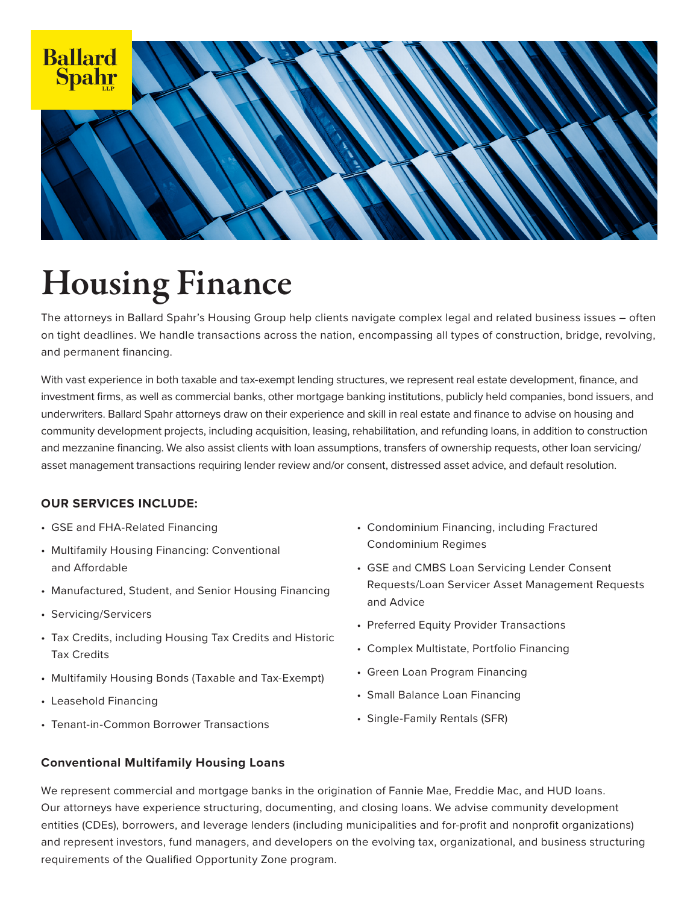# Housing Finance

The attorneys in Ballard Spahr's Housing Group help clients navigate complex legal and related business issues – often on tight deadlines. We handle transactions across the nation, encompassing all types of construction, bridge, revolving, and permanent financing.

With vast experience in both taxable and tax-exempt lending structures, we represent real estate development, finance, and investment firms, as well as commercial banks, other mortgage banking institutions, publicly held companies, bond issuers, and underwriters. Ballard Spahr attorneys draw on their experience and skill in real estate and finance to advise on housing and community development projects, including acquisition, leasing, rehabilitation, and refunding loans, in addition to construction and mezzanine financing. We also assist clients with loan assumptions, transfers of ownership requests, other loan servicing/asset management transactions requiring lender review and/or consent, distressed asset advice, and default resolution.

**OUR SERVICES INCLUDE:**

- GSE and FHA-Related Financing
- Multifamily Housing Financing: Conventional and Affordable
- Manufactured, Student, and Senior Housing Financing
- Servicing/Servicers
- Tax Credits, including Housing Tax Credits and Historic Tax Credits
- Multifamily Housing Bonds (Taxable and Tax-Exempt)
- Leasehold Financing
- Tenant-in-Common Borrower Transactions
- Condominium Financing, including Fractured Condominium Regimes
- GSE and CMBS Loan Servicing Lender Consent Requests/Loan Servicer Asset Management Requests and Advice
- Preferred Equity Provider Transactions
- Complex Multistate, Portfolio Financing
- Green Loan Program Financing
- Small Balance Loan Financing
- Single-Family Rentals (SFR)

### Conventional Multifamily Housing Loans

We represent commercial and mortgage banks in the origination of Fannie Mae, Freddie Mac, and HUD loans. Our attorneys have experience structuring, documenting, and closing loans. We advise community development entities (CDEs), borrowers, and leverage lenders (including municipalities and for-profit and nonprofit organizations) and represent investors, fund managers, and developers on the evolving tax, organizational, and business structuring requirements of the Qualified Opportunity Zone program.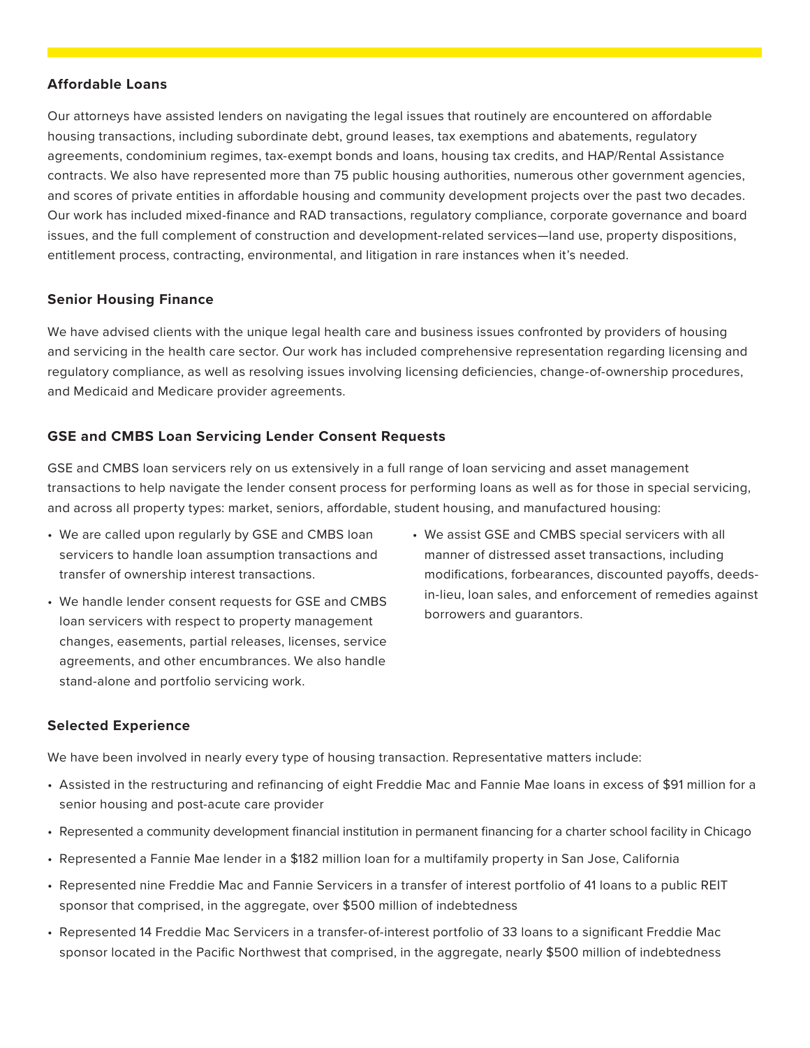### Affordable Loans

Our attorneys have assisted lenders on navigating the legal issues that routinely are encountered on affordable housing transactions, including subordinate debt, ground leases, tax exemptions and abatements, regulatory agreements, condominium regimes, tax-exempt bonds and loans, housing tax credits, and HAP/Rental Assistance contracts. We also have represented more than 75 public housing authorities, numerous other government agencies, and scores of private entities in affordable housing and community development projects over the past two decades. Our work has included mixed-finance and RAD transactions, regulatory compliance, corporate governance and board issues, and the full complement of construction and development-related services—land use, property dispositions, entitlement process, contracting, environmental, and litigation in rare instances when it's needed.

### Senior Housing Finance

We have advised clients with the unique legal health care and business issues confronted by providers of housing and servicing in the health care sector. Our work has included comprehensive representation regarding licensing and regulatory compliance, as well as resolving issues involving licensing deficiencies, change-of-ownership procedures, and Medicaid and Medicare provider agreements.

### GSE and CMBS Loan Servicing Lender Consent Requests

GSE and CMBS loan servicers rely on us extensively in a full range of loan servicing and asset management transactions to help navigate the lender consent process for performing loans as well as for those in special servicing, and across all property types: market, seniors, affordable, student housing, and manufactured housing:

- We are called upon regularly by GSE and CMBS loan servicers to handle loan assumption transactions and transfer of ownership interest transactions.
- We handle lender consent requests for GSE and CMBS loan servicers with respect to property management changes, easements, partial releases, licenses, service agreements, and other encumbrances. We also handle stand-alone and portfolio servicing work.
- We assist GSE and CMBS special servicers with all manner of distressed asset transactions, including modifications, forbearances, discounted payoffs, deeds-in-lieu, loan sales, and enforcement of remedies against borrowers and guarantors.

### Selected Experience

We have been involved in nearly every type of housing transaction. Representative matters include:

- Assisted in the restructuring and refinancing of eight Freddie Mac and Fannie Mae loans in excess of $91 million for a senior housing and post-acute care provider
- Represented a community development financial institution in permanent financing for a charter school facility in Chicago
- Represented a Fannie Mae lender in a $182 million loan for a multifamily property in San Jose, California
- Represented nine Freddie Mac and Fannie Servicers in a transfer of interest portfolio of 41 loans to a public REIT sponsor that comprised, in the aggregate, over $500 million of indebtedness
- Represented 14 Freddie Mac Servicers in a transfer-of-interest portfolio of 33 loans to a significant Freddie Mac sponsor located in the Pacific Northwest that comprised, in the aggregate, nearly $500 million of indebtedness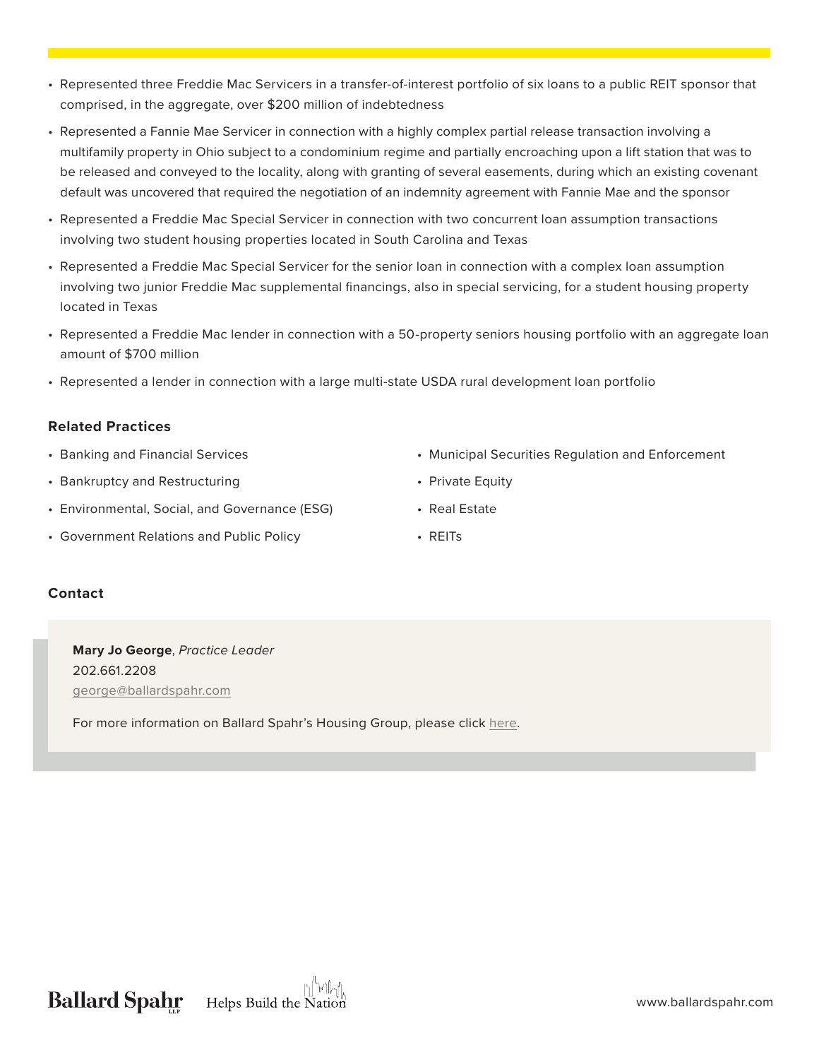- Represented three Freddie Mac Servicers in a transfer-of-interest portfolio of six loans to a public REIT sponsor that comprised, in the aggregate, over $200 million of indebtedness
- Represented a Fannie Mae Servicer in connection with a highly complex partial release transaction involving a multifamily property in Ohio subject to a condominium regime and partially encroaching upon a lift station that was to be released and conveyed to the locality, along with granting of several easements, during which an existing covenant default was uncovered that required the negotiation of an indemnity agreement with Fannie Mae and the sponsor
- Represented a Freddie Mac Special Servicer in connection with two concurrent loan assumption transactions involving two student housing properties located in South Carolina and Texas
- Represented a Freddie Mac Special Servicer for the senior loan in connection with a complex loan assumption involving two junior Freddie Mac supplemental financings, also in special servicing, for a student housing property located in Texas
- Represented a Freddie Mac lender in connection with a 50-property seniors housing portfolio with an aggregate loan amount of $700 million
- Represented a lender in connection with a large multi-state USDA rural development loan portfolio

### Related Practices

- Banking and Financial Services
- Bankruptcy and Restructuring
- Environmental, Social, and Governance (ESG)
- Government Relations and Public Policy
- Municipal Securities Regulation and Enforcement
- Private Equity
- Real Estate
- REITs

### Contact

**Mary Jo George**, *Practice Leader*
202.661.2208
george@ballardspahr.com

For more information on Ballard Spahr's Housing Group, please click here.